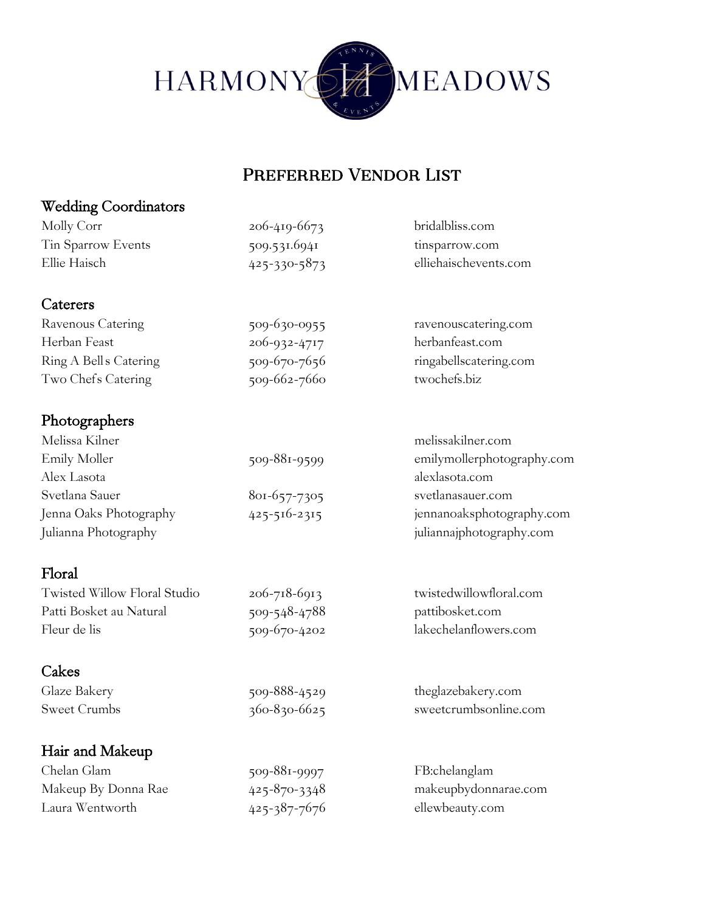# HARMONY MEADOWS

## Preferred Vendor List

### Wedding Coordinators

| | | |
|---|---|---|
| Molly Corr | 206-419-6673 | bridalbliss.com |
| Tin Sparrow Events | 509.531.6941 | tinsparrow.com |
| Ellie Haisch | 425-330-5873 | elliehaischevents.com |

### Caterers

| | | |
|---|---|---|
| Ravenous Catering | 509-630-0955 | ravenouscatering.com |
| Herban Feast | 206-932-4717 | herbanfeast.com |
| Ring A Bells Catering | 509-670-7656 | ringabellscatering.com |
| Two Chefs Catering | 509-662-7660 | twochefs.biz |

### Photographers

| | | |
|---|---|---|
| Melissa Kilner | | melissakilner.com |
| Emily Moller | 509-881-9599 | emilymollerphotography.com |
| Alex Lasota | | alexlasota.com |
| Svetlana Sauer | 801-657-7305 | svetlanasauer.com |
| Jenna Oaks Photography | 425-516-2315 | jennanoaksphotography.com |
| Julianna Photography | | juliannajphotography.com |

### Floral

| | | |
|---|---|---|
| Twisted Willow Floral Studio | 206-718-6913 | twistedwillowfloral.com |
| Patti Bosket au Natural | 509-548-4788 | pattibosket.com |
| Fleur de lis | 509-670-4202 | lakechelanflowers.com |

### Cakes

| | | |
|---|---|---|
| Glaze Bakery | 509-888-4529 | theglazebakery.com |
| Sweet Crumbs | 360-830-6625 | sweetcrumbsonline.com |

### Hair and Makeup

| | | |
|---|---|---|
| Chelan Glam | 509-881-9997 | FB:chelanglam |
| Makeup By Donna Rae | 425-870-3348 | makeupbydonnarae.com |
| Laura Wentworth | 425-387-7676 | ellewbeauty.com |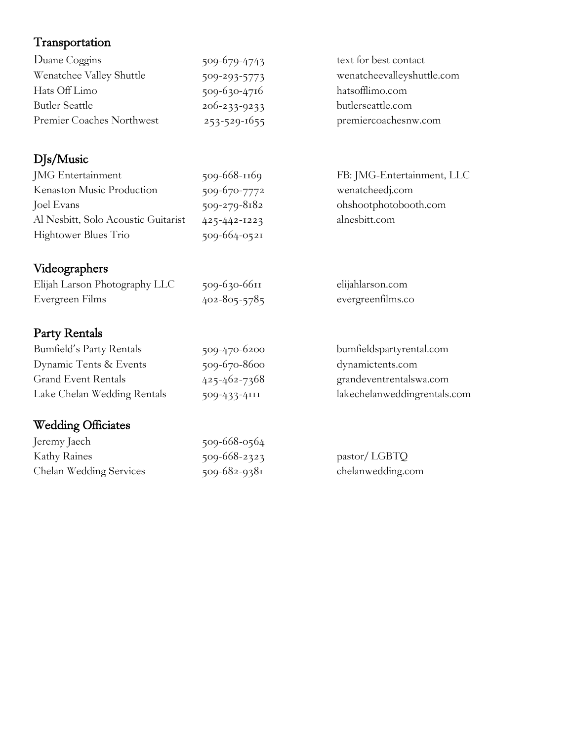## Transportation

| | | |
|---|---|---|
| Duane Coggins | 509-679-4743 | text for best contact |
| Wenatchee Valley Shuttle | 509-293-5773 | wenatcheevalleyshuttle.com |
| Hats Off Limo | 509-630-4716 | hatsofflimo.com |
| Butler Seattle | 206-233-9233 | butlerseattle.com |
| Premier Coaches Northwest | 253-529-1655 | premiercoachesnw.com |

## DJs/Music

| | | |
|---|---|---|
| JMG Entertainment | 509-668-1169 | FB: JMG-Entertainment, LLC |
| Kenaston Music Production | 509-670-7772 | wenatcheedj.com |
| Joel Evans | 509-279-8182 | ohshootphotobooth.com |
| Al Nesbitt, Solo Acoustic Guitarist | 425-442-1223 | alnesbitt.com |
| Hightower Blues Trio | 509-664-0521 | |

## Videographers

| | | |
|---|---|---|
| Elijah Larson Photography LLC | 509-630-6611 | elijahlarson.com |
| Evergreen Films | 402-805-5785 | evergreenfilms.co |

## Party Rentals

| | | |
|---|---|---|
| Bumfield's Party Rentals | 509-470-6200 | bumfieldspartyrental.com |
| Dynamic Tents & Events | 509-670-8600 | dynamictents.com |
| Grand Event Rentals | 425-462-7368 | grandeventrentalswa.com |
| Lake Chelan Wedding Rentals | 509-433-4111 | lakechelanweddingrentals.com |

## Wedding Officiates

| | | |
|---|---|---|
| Jeremy Jaech | 509-668-0564 | |
| Kathy Raines | 509-668-2323 | pastor/ LGBTQ |
| Chelan Wedding Services | 509-682-9381 | chelanwedding.com |